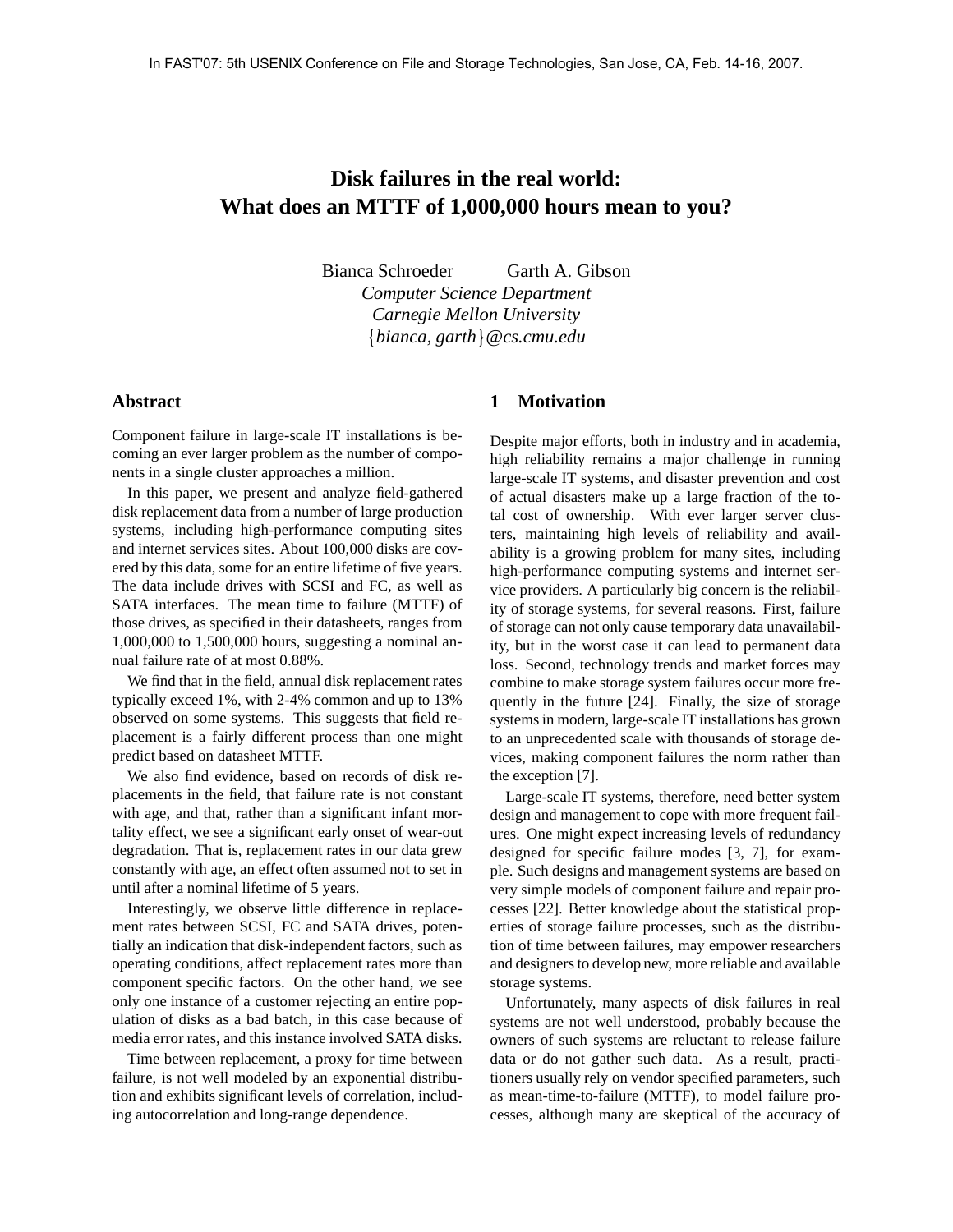In FAST'07: 5th USENIX Conference on File and Storage Technologies, San Jose, CA, Feb. 14-16, 2007.

# Disk failures in the real world: What does an MTTF of 1,000,000 hours mean to you?

Bianca Schroeder    Garth A. Gibson
*Computer Science Department*
*Carnegie Mellon University*
{*bianca, garth*}*@cs.cmu.edu*

## Abstract

Component failure in large-scale IT installations is becoming an ever larger problem as the number of components in a single cluster approaches a million.

In this paper, we present and analyze field-gathered disk replacement data from a number of large production systems, including high-performance computing sites and internet services sites. About 100,000 disks are covered by this data, some for an entire lifetime of five years. The data include drives with SCSI and FC, as well as SATA interfaces. The mean time to failure (MTTF) of those drives, as specified in their datasheets, ranges from 1,000,000 to 1,500,000 hours, suggesting a nominal annual failure rate of at most 0.88%.

We find that in the field, annual disk replacement rates typically exceed 1%, with 2-4% common and up to 13% observed on some systems. This suggests that field replacement is a fairly different process than one might predict based on datasheet MTTF.

We also find evidence, based on records of disk replacements in the field, that failure rate is not constant with age, and that, rather than a significant infant mortality effect, we see a significant early onset of wear-out degradation. That is, replacement rates in our data grew constantly with age, an effect often assumed not to set in until after a nominal lifetime of 5 years.

Interestingly, we observe little difference in replacement rates between SCSI, FC and SATA drives, potentially an indication that disk-independent factors, such as operating conditions, affect replacement rates more than component specific factors. On the other hand, we see only one instance of a customer rejecting an entire population of disks as a bad batch, in this case because of media error rates, and this instance involved SATA disks.

Time between replacement, a proxy for time between failure, is not well modeled by an exponential distribution and exhibits significant levels of correlation, including autocorrelation and long-range dependence.

## 1 Motivation

Despite major efforts, both in industry and in academia, high reliability remains a major challenge in running large-scale IT systems, and disaster prevention and cost of actual disasters make up a large fraction of the total cost of ownership. With ever larger server clusters, maintaining high levels of reliability and availability is a growing problem for many sites, including high-performance computing systems and internet service providers. A particularly big concern is the reliability of storage systems, for several reasons. First, failure of storage can not only cause temporary data unavailability, but in the worst case it can lead to permanent data loss. Second, technology trends and market forces may combine to make storage system failures occur more frequently in the future [24]. Finally, the size of storage systems in modern, large-scale IT installations has grown to an unprecedented scale with thousands of storage devices, making component failures the norm rather than the exception [7].

Large-scale IT systems, therefore, need better system design and management to cope with more frequent failures. One might expect increasing levels of redundancy designed for specific failure modes [3, 7], for example. Such designs and management systems are based on very simple models of component failure and repair processes [22]. Better knowledge about the statistical properties of storage failure processes, such as the distribution of time between failures, may empower researchers and designers to develop new, more reliable and available storage systems.

Unfortunately, many aspects of disk failures in real systems are not well understood, probably because the owners of such systems are reluctant to release failure data or do not gather such data. As a result, practitioners usually rely on vendor specified parameters, such as mean-time-to-failure (MTTF), to model failure processes, although many are skeptical of the accuracy of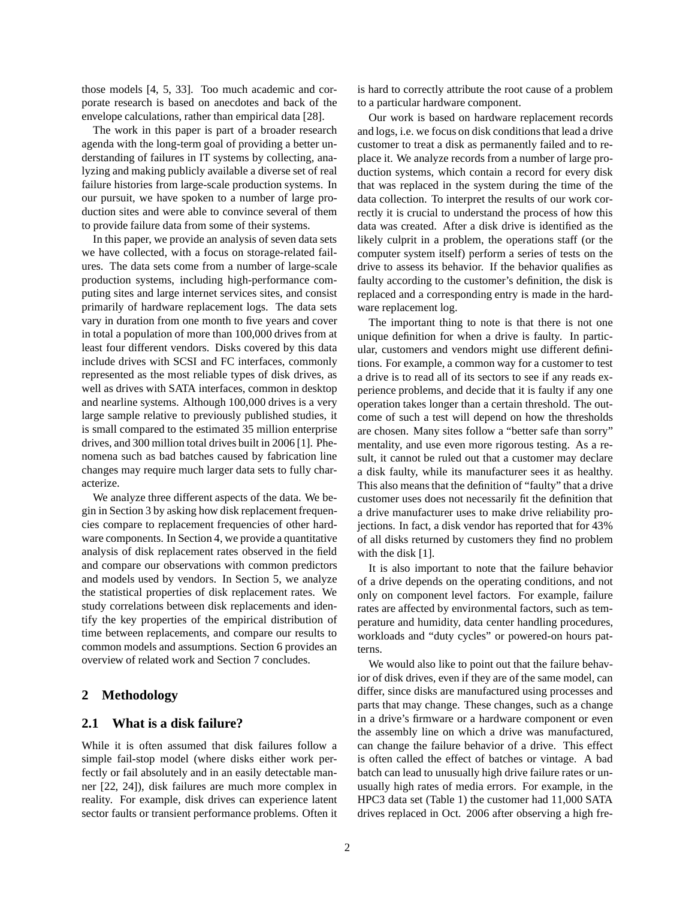those models [4, 5, 33]. Too much academic and corporate research is based on anecdotes and back of the envelope calculations, rather than empirical data [28].

The work in this paper is part of a broader research agenda with the long-term goal of providing a better understanding of failures in IT systems by collecting, analyzing and making publicly available a diverse set of real failure histories from large-scale production systems. In our pursuit, we have spoken to a number of large production sites and were able to convince several of them to provide failure data from some of their systems.

In this paper, we provide an analysis of seven data sets we have collected, with a focus on storage-related failures. The data sets come from a number of large-scale production systems, including high-performance computing sites and large internet services sites, and consist primarily of hardware replacement logs. The data sets vary in duration from one month to five years and cover in total a population of more than 100,000 drives from at least four different vendors. Disks covered by this data include drives with SCSI and FC interfaces, commonly represented as the most reliable types of disk drives, as well as drives with SATA interfaces, common in desktop and nearline systems. Although 100,000 drives is a very large sample relative to previously published studies, it is small compared to the estimated 35 million enterprise drives, and 300 million total drives built in 2006 [1]. Phenomena such as bad batches caused by fabrication line changes may require much larger data sets to fully characterize.

We analyze three different aspects of the data. We begin in Section 3 by asking how disk replacement frequencies compare to replacement frequencies of other hardware components. In Section 4, we provide a quantitative analysis of disk replacement rates observed in the field and compare our observations with common predictors and models used by vendors. In Section 5, we analyze the statistical properties of disk replacement rates. We study correlations between disk replacements and identify the key properties of the empirical distribution of time between replacements, and compare our results to common models and assumptions. Section 6 provides an overview of related work and Section 7 concludes.

## 2 Methodology

### 2.1 What is a disk failure?

While it is often assumed that disk failures follow a simple fail-stop model (where disks either work perfectly or fail absolutely and in an easily detectable manner [22, 24]), disk failures are much more complex in reality. For example, disk drives can experience latent sector faults or transient performance problems. Often it is hard to correctly attribute the root cause of a problem to a particular hardware component.

Our work is based on hardware replacement records and logs, i.e. we focus on disk conditions that lead a drive customer to treat a disk as permanently failed and to replace it. We analyze records from a number of large production systems, which contain a record for every disk that was replaced in the system during the time of the data collection. To interpret the results of our work correctly it is crucial to understand the process of how this data was created. After a disk drive is identified as the likely culprit in a problem, the operations staff (or the computer system itself) perform a series of tests on the drive to assess its behavior. If the behavior qualifies as faulty according to the customer's definition, the disk is replaced and a corresponding entry is made in the hardware replacement log.

The important thing to note is that there is not one unique definition for when a drive is faulty. In particular, customers and vendors might use different definitions. For example, a common way for a customer to test a drive is to read all of its sectors to see if any reads experience problems, and decide that it is faulty if any one operation takes longer than a certain threshold. The outcome of such a test will depend on how the thresholds are chosen. Many sites follow a "better safe than sorry" mentality, and use even more rigorous testing. As a result, it cannot be ruled out that a customer may declare a disk faulty, while its manufacturer sees it as healthy. This also means that the definition of "faulty" that a drive customer uses does not necessarily fit the definition that a drive manufacturer uses to make drive reliability projections. In fact, a disk vendor has reported that for 43% of all disks returned by customers they find no problem with the disk [1].

It is also important to note that the failure behavior of a drive depends on the operating conditions, and not only on component level factors. For example, failure rates are affected by environmental factors, such as temperature and humidity, data center handling procedures, workloads and "duty cycles" or powered-on hours patterns.

We would also like to point out that the failure behavior of disk drives, even if they are of the same model, can differ, since disks are manufactured using processes and parts that may change. These changes, such as a change in a drive's firmware or a hardware component or even the assembly line on which a drive was manufactured, can change the failure behavior of a drive. This effect is often called the effect of batches or vintage. A bad batch can lead to unusually high drive failure rates or unusually high rates of media errors. For example, in the HPC3 data set (Table 1) the customer had 11,000 SATA drives replaced in Oct. 2006 after observing a high fre-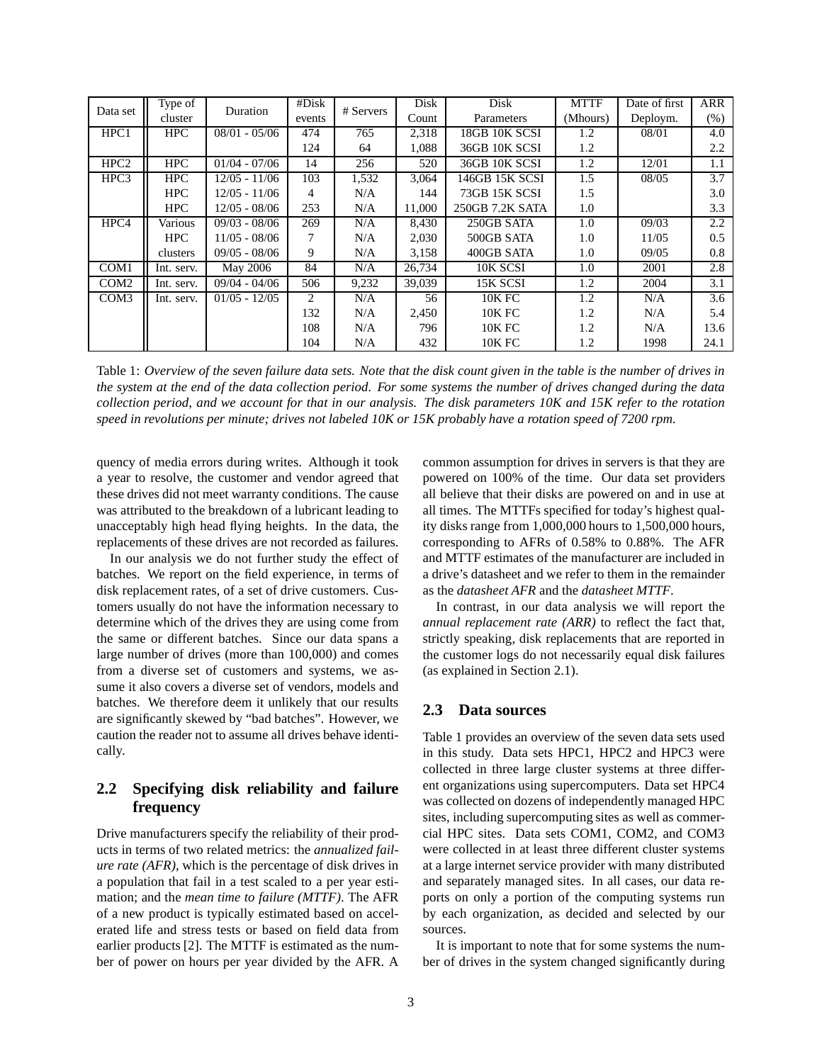| Data set | Type of cluster | Duration | #Disk events | # Servers | Disk Count | Disk Parameters | MTTF (Mhours) | Date of first Deploym. | ARR (%) |
|---|---|---|---|---|---|---|---|---|---|
| HPC1 | HPC | 08/01 - 05/06 | 474 | 765 | 2,318 | 18GB 10K SCSI | 1.2 | 08/01 | 4.0 |
| | | | 124 | 64 | 1,088 | 36GB 10K SCSI | 1.2 | | 2.2 |
| HPC2 | HPC | 01/04 - 07/06 | 14 | 256 | 520 | 36GB 10K SCSI | 1.2 | 12/01 | 1.1 |
| HPC3 | HPC | 12/05 - 11/06 | 103 | 1,532 | 3,064 | 146GB 15K SCSI | 1.5 | 08/05 | 3.7 |
| | HPC | 12/05 - 11/06 | 4 | N/A | 144 | 73GB 15K SCSI | 1.5 | | 3.0 |
| | HPC | 12/05 - 08/06 | 253 | N/A | 11,000 | 250GB 7.2K SATA | 1.0 | | 3.3 |
| HPC4 | Various | 09/03 - 08/06 | 269 | N/A | 8,430 | 250GB SATA | 1.0 | 09/03 | 2.2 |
| | HPC | 11/05 - 08/06 | 7 | N/A | 2,030 | 500GB SATA | 1.0 | 11/05 | 0.5 |
| | clusters | 09/05 - 08/06 | 9 | N/A | 3,158 | 400GB SATA | 1.0 | 09/05 | 0.8 |
| COM1 | Int. serv. | May 2006 | 84 | N/A | 26,734 | 10K SCSI | 1.0 | 2001 | 2.8 |
| COM2 | Int. serv. | 09/04 - 04/06 | 506 | 9,232 | 39,039 | 15K SCSI | 1.2 | 2004 | 3.1 |
| COM3 | Int. serv. | 01/05 - 12/05 | 2 | N/A | 56 | 10K FC | 1.2 | N/A | 3.6 |
| | | | 132 | N/A | 2,450 | 10K FC | 1.2 | N/A | 5.4 |
| | | | 108 | N/A | 796 | 10K FC | 1.2 | N/A | 13.6 |
| | | | 104 | N/A | 432 | 10K FC | 1.2 | 1998 | 24.1 |

Table 1: *Overview of the seven failure data sets. Note that the disk count given in the table is the number of drives in the system at the end of the data collection period. For some systems the number of drives changed during the data collection period, and we account for that in our analysis. The disk parameters 10K and 15K refer to the rotation speed in revolutions per minute; drives not labeled 10K or 15K probably have a rotation speed of 7200 rpm.*

quency of media errors during writes. Although it took a year to resolve, the customer and vendor agreed that these drives did not meet warranty conditions. The cause was attributed to the breakdown of a lubricant leading to unacceptably high head flying heights. In the data, the replacements of these drives are not recorded as failures.

In our analysis we do not further study the effect of batches. We report on the field experience, in terms of disk replacement rates, of a set of drive customers. Customers usually do not have the information necessary to determine which of the drives they are using come from the same or different batches. Since our data spans a large number of drives (more than 100,000) and comes from a diverse set of customers and systems, we assume it also covers a diverse set of vendors, models and batches. We therefore deem it unlikely that our results are significantly skewed by "bad batches". However, we caution the reader not to assume all drives behave identically.

## 2.2 Specifying disk reliability and failure frequency

Drive manufacturers specify the reliability of their products in terms of two related metrics: the *annualized failure rate (AFR)*, which is the percentage of disk drives in a population that fail in a test scaled to a per year estimation; and the *mean time to failure (MTTF)*. The AFR of a new product is typically estimated based on accelerated life and stress tests or based on field data from earlier products [2]. The MTTF is estimated as the number of power on hours per year divided by the AFR. A common assumption for drives in servers is that they are powered on 100% of the time. Our data set providers all believe that their disks are powered on and in use at all times. The MTTFs specified for today's highest quality disks range from 1,000,000 hours to 1,500,000 hours, corresponding to AFRs of 0.58% to 0.88%. The AFR and MTTF estimates of the manufacturer are included in a drive's datasheet and we refer to them in the remainder as the *datasheet AFR* and the *datasheet MTTF*.

In contrast, in our data analysis we will report the *annual replacement rate (ARR)* to reflect the fact that, strictly speaking, disk replacements that are reported in the customer logs do not necessarily equal disk failures (as explained in Section 2.1).

## 2.3 Data sources

Table 1 provides an overview of the seven data sets used in this study. Data sets HPC1, HPC2 and HPC3 were collected in three large cluster systems at three different organizations using supercomputers. Data set HPC4 was collected on dozens of independently managed HPC sites, including supercomputing sites as well as commercial HPC sites. Data sets COM1, COM2, and COM3 were collected in at least three different cluster systems at a large internet service provider with many distributed and separately managed sites. In all cases, our data reports on only a portion of the computing systems run by each organization, as decided and selected by our sources.

It is important to note that for some systems the number of drives in the system changed significantly during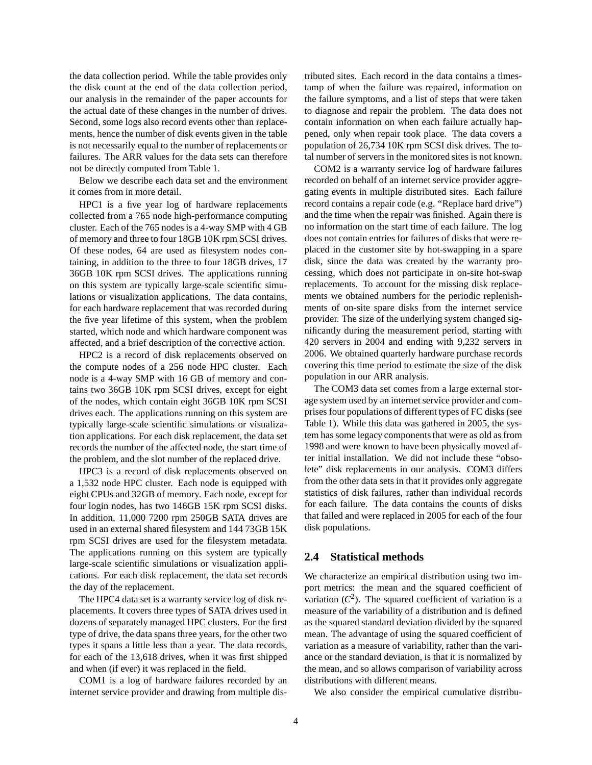the data collection period. While the table provides only the disk count at the end of the data collection period, our analysis in the remainder of the paper accounts for the actual date of these changes in the number of drives. Second, some logs also record events other than replacements, hence the number of disk events given in the table is not necessarily equal to the number of replacements or failures. The ARR values for the data sets can therefore not be directly computed from Table 1.

Below we describe each data set and the environment it comes from in more detail.

HPC1 is a five year log of hardware replacements collected from a 765 node high-performance computing cluster. Each of the 765 nodes is a 4-way SMP with 4 GB of memory and three to four 18GB 10K rpm SCSI drives. Of these nodes, 64 are used as filesystem nodes containing, in addition to the three to four 18GB drives, 17 36GB 10K rpm SCSI drives. The applications running on this system are typically large-scale scientific simulations or visualization applications. The data contains, for each hardware replacement that was recorded during the five year lifetime of this system, when the problem started, which node and which hardware component was affected, and a brief description of the corrective action.

HPC2 is a record of disk replacements observed on the compute nodes of a 256 node HPC cluster. Each node is a 4-way SMP with 16 GB of memory and contains two 36GB 10K rpm SCSI drives, except for eight of the nodes, which contain eight 36GB 10K rpm SCSI drives each. The applications running on this system are typically large-scale scientific simulations or visualization applications. For each disk replacement, the data set records the number of the affected node, the start time of the problem, and the slot number of the replaced drive.

HPC3 is a record of disk replacements observed on a 1,532 node HPC cluster. Each node is equipped with eight CPUs and 32GB of memory. Each node, except for four login nodes, has two 146GB 15K rpm SCSI disks. In addition, 11,000 7200 rpm 250GB SATA drives are used in an external shared filesystem and 144 73GB 15K rpm SCSI drives are used for the filesystem metadata. The applications running on this system are typically large-scale scientific simulations or visualization applications. For each disk replacement, the data set records the day of the replacement.

The HPC4 data set is a warranty service log of disk replacements. It covers three types of SATA drives used in dozens of separately managed HPC clusters. For the first type of drive, the data spans three years, for the other two types it spans a little less than a year. The data records, for each of the 13,618 drives, when it was first shipped and when (if ever) it was replaced in the field.

COM1 is a log of hardware failures recorded by an internet service provider and drawing from multiple distributed sites. Each record in the data contains a timestamp of when the failure was repaired, information on the failure symptoms, and a list of steps that were taken to diagnose and repair the problem. The data does not contain information on when each failure actually happened, only when repair took place. The data covers a population of 26,734 10K rpm SCSI disk drives. The total number of servers in the monitored sites is not known.

COM2 is a warranty service log of hardware failures recorded on behalf of an internet service provider aggregating events in multiple distributed sites. Each failure record contains a repair code (e.g. "Replace hard drive") and the time when the repair was finished. Again there is no information on the start time of each failure. The log does not contain entries for failures of disks that were replaced in the customer site by hot-swapping in a spare disk, since the data was created by the warranty processing, which does not participate in on-site hot-swap replacements. To account for the missing disk replacements we obtained numbers for the periodic replenishments of on-site spare disks from the internet service provider. The size of the underlying system changed significantly during the measurement period, starting with 420 servers in 2004 and ending with 9,232 servers in 2006. We obtained quarterly hardware purchase records covering this time period to estimate the size of the disk population in our ARR analysis.

The COM3 data set comes from a large external storage system used by an internet service provider and comprises four populations of different types of FC disks (see Table 1). While this data was gathered in 2005, the system has some legacy components that were as old as from 1998 and were known to have been physically moved after initial installation. We did not include these "obsolete" disk replacements in our analysis. COM3 differs from the other data sets in that it provides only aggregate statistics of disk failures, rather than individual records for each failure. The data contains the counts of disks that failed and were replaced in 2005 for each of the four disk populations.

## 2.4 Statistical methods

We characterize an empirical distribution using two import metrics: the mean and the squared coefficient of variation ($C^2$). The squared coefficient of variation is a measure of the variability of a distribution and is defined as the squared standard deviation divided by the squared mean. The advantage of using the squared coefficient of variation as a measure of variability, rather than the variance or the standard deviation, is that it is normalized by the mean, and so allows comparison of variability across distributions with different means.

We also consider the empirical cumulative distribu-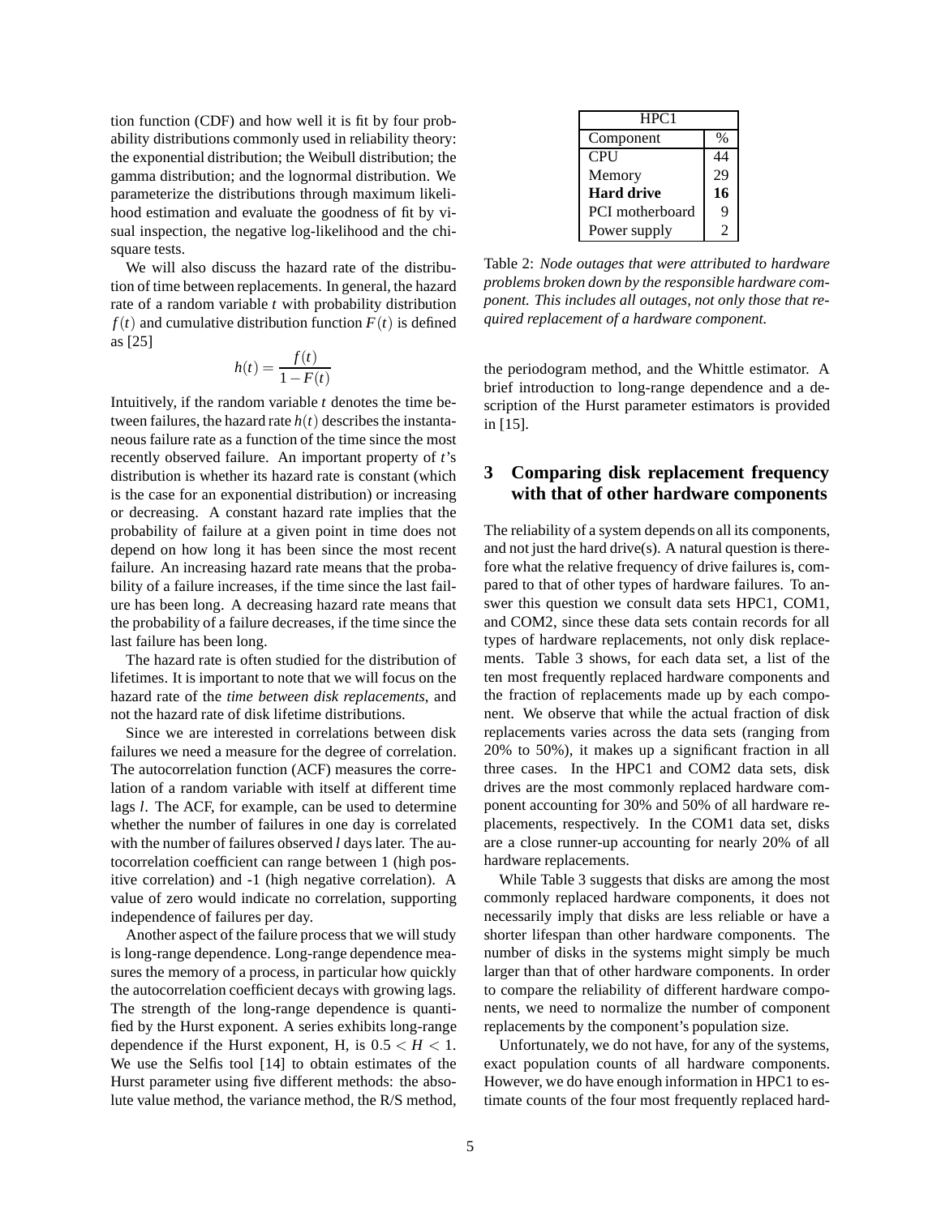tion function (CDF) and how well it is fit by four probability distributions commonly used in reliability theory: the exponential distribution; the Weibull distribution; the gamma distribution; and the lognormal distribution. We parameterize the distributions through maximum likelihood estimation and evaluate the goodness of fit by visual inspection, the negative log-likelihood and the chi-square tests.

We will also discuss the hazard rate of the distribution of time between replacements. In general, the hazard rate of a random variable $t$ with probability distribution $f(t)$ and cumulative distribution function $F(t)$ is defined as [25]

$$h(t) = \frac{f(t)}{1 - F(t)}$$

Intuitively, if the random variable $t$ denotes the time between failures, the hazard rate $h(t)$ describes the instantaneous failure rate as a function of the time since the most recently observed failure. An important property of $t$'s distribution is whether its hazard rate is constant (which is the case for an exponential distribution) or increasing or decreasing. A constant hazard rate implies that the probability of failure at a given point in time does not depend on how long it has been since the most recent failure. An increasing hazard rate means that the probability of a failure increases, if the time since the last failure has been long. A decreasing hazard rate means that the probability of a failure decreases, if the time since the last failure has been long.

The hazard rate is often studied for the distribution of lifetimes. It is important to note that we will focus on the hazard rate of the *time between disk replacements*, and not the hazard rate of disk lifetime distributions.

Since we are interested in correlations between disk failures we need a measure for the degree of correlation. The autocorrelation function (ACF) measures the correlation of a random variable with itself at different time lags $l$. The ACF, for example, can be used to determine whether the number of failures in one day is correlated with the number of failures observed $l$ days later. The autocorrelation coefficient can range between 1 (high positive correlation) and -1 (high negative correlation). A value of zero would indicate no correlation, supporting independence of failures per day.

Another aspect of the failure process that we will study is long-range dependence. Long-range dependence measures the memory of a process, in particular how quickly the autocorrelation coefficient decays with growing lags. The strength of the long-range dependence is quantified by the Hurst exponent. A series exhibits long-range dependence if the Hurst exponent, H, is $0.5 < H < 1$. We use the Selfis tool [14] to obtain estimates of the Hurst parameter using five different methods: the absolute value method, the variance method, the R/S method, the periodogram method, and the Whittle estimator. A brief introduction to long-range dependence and a description of the Hurst parameter estimators is provided in [15].

| HPC1 | |
|---|---|
| Component | % |
| CPU | 44 |
| Memory | 29 |
| **Hard drive** | **16** |
| PCI motherboard | 9 |
| Power supply | 2 |

Table 2: *Node outages that were attributed to hardware problems broken down by the responsible hardware component. This includes all outages, not only those that required replacement of a hardware component.*

## 3 Comparing disk replacement frequency with that of other hardware components

The reliability of a system depends on all its components, and not just the hard drive(s). A natural question is therefore what the relative frequency of drive failures is, compared to that of other types of hardware failures. To answer this question we consult data sets HPC1, COM1, and COM2, since these data sets contain records for all types of hardware replacements, not only disk replacements. Table 3 shows, for each data set, a list of the ten most frequently replaced hardware components and the fraction of replacements made up by each component. We observe that while the actual fraction of disk replacements varies across the data sets (ranging from 20% to 50%), it makes up a significant fraction in all three cases. In the HPC1 and COM2 data sets, disk drives are the most commonly replaced hardware component accounting for 30% and 50% of all hardware replacements, respectively. In the COM1 data set, disks are a close runner-up accounting for nearly 20% of all hardware replacements.

While Table 3 suggests that disks are among the most commonly replaced hardware components, it does not necessarily imply that disks are less reliable or have a shorter lifespan than other hardware components. The number of disks in the systems might simply be much larger than that of other hardware components. In order to compare the reliability of different hardware components, we need to normalize the number of component replacements by the component's population size.

Unfortunately, we do not have, for any of the systems, exact population counts of all hardware components. However, we do have enough information in HPC1 to estimate counts of the four most frequently replaced hard-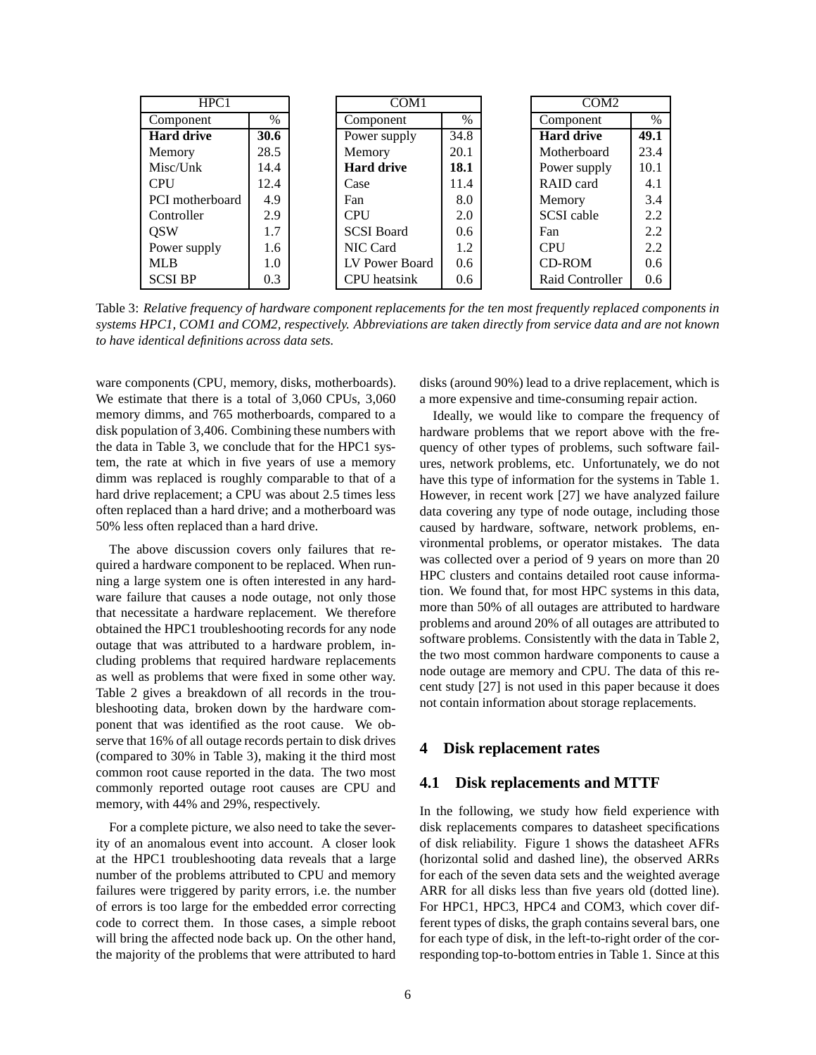| HPC1 | |
|---|---|
| Component | % |
| **Hard drive** | **30.6** |
| Memory | 28.5 |
| Misc/Unk | 14.4 |
| CPU | 12.4 |
| PCI motherboard | 4.9 |
| Controller | 2.9 |
| QSW | 1.7 |
| Power supply | 1.6 |
| MLB | 1.0 |
| SCSI BP | 0.3 |

| COM1 | |
|---|---|
| Component | % |
| Power supply | 34.8 |
| Memory | 20.1 |
| **Hard drive** | **18.1** |
| Case | 11.4 |
| Fan | 8.0 |
| CPU | 2.0 |
| SCSI Board | 0.6 |
| NIC Card | 1.2 |
| LV Power Board | 0.6 |
| CPU heatsink | 0.6 |

| COM2 | |
|---|---|
| Component | % |
| **Hard drive** | **49.1** |
| Motherboard | 23.4 |
| Power supply | 10.1 |
| RAID card | 4.1 |
| Memory | 3.4 |
| SCSI cable | 2.2 |
| Fan | 2.2 |
| CPU | 2.2 |
| CD-ROM | 0.6 |
| Raid Controller | 0.6 |

Table 3: *Relative frequency of hardware component replacements for the ten most frequently replaced components in systems HPC1, COM1 and COM2, respectively. Abbreviations are taken directly from service data and are not known to have identical definitions across data sets.*

ware components (CPU, memory, disks, motherboards). We estimate that there is a total of 3,060 CPUs, 3,060 memory dimms, and 765 motherboards, compared to a disk population of 3,406. Combining these numbers with the data in Table 3, we conclude that for the HPC1 system, the rate at which in five years of use a memory dimm was replaced is roughly comparable to that of a hard drive replacement; a CPU was about 2.5 times less often replaced than a hard drive; and a motherboard was 50% less often replaced than a hard drive.

The above discussion covers only failures that required a hardware component to be replaced. When running a large system one is often interested in any hardware failure that causes a node outage, not only those that necessitate a hardware replacement. We therefore obtained the HPC1 troubleshooting records for any node outage that was attributed to a hardware problem, including problems that required hardware replacements as well as problems that were fixed in some other way. Table 2 gives a breakdown of all records in the troubleshooting data, broken down by the hardware component that was identified as the root cause. We observe that 16% of all outage records pertain to disk drives (compared to 30% in Table 3), making it the third most common root cause reported in the data. The two most commonly reported outage root causes are CPU and memory, with 44% and 29%, respectively.

For a complete picture, we also need to take the severity of an anomalous event into account. A closer look at the HPC1 troubleshooting data reveals that a large number of the problems attributed to CPU and memory failures were triggered by parity errors, i.e. the number of errors is too large for the embedded error correcting code to correct them. In those cases, a simple reboot will bring the affected node back up. On the other hand, the majority of the problems that were attributed to hard disks (around 90%) lead to a drive replacement, which is a more expensive and time-consuming repair action.

Ideally, we would like to compare the frequency of hardware problems that we report above with the frequency of other types of problems, such software failures, network problems, etc. Unfortunately, we do not have this type of information for the systems in Table 1. However, in recent work [27] we have analyzed failure data covering any type of node outage, including those caused by hardware, software, network problems, environmental problems, or operator mistakes. The data was collected over a period of 9 years on more than 20 HPC clusters and contains detailed root cause information. We found that, for most HPC systems in this data, more than 50% of all outages are attributed to hardware problems and around 20% of all outages are attributed to software problems. Consistently with the data in Table 2, the two most common hardware components to cause a node outage are memory and CPU. The data of this recent study [27] is not used in this paper because it does not contain information about storage replacements.

## 4 Disk replacement rates

### 4.1 Disk replacements and MTTF

In the following, we study how field experience with disk replacements compares to datasheet specifications of disk reliability. Figure 1 shows the datasheet AFRs (horizontal solid and dashed line), the observed ARRs for each of the seven data sets and the weighted average ARR for all disks less than five years old (dotted line). For HPC1, HPC3, HPC4 and COM3, which cover different types of disks, the graph contains several bars, one for each type of disk, in the left-to-right order of the corresponding top-to-bottom entries in Table 1. Since at this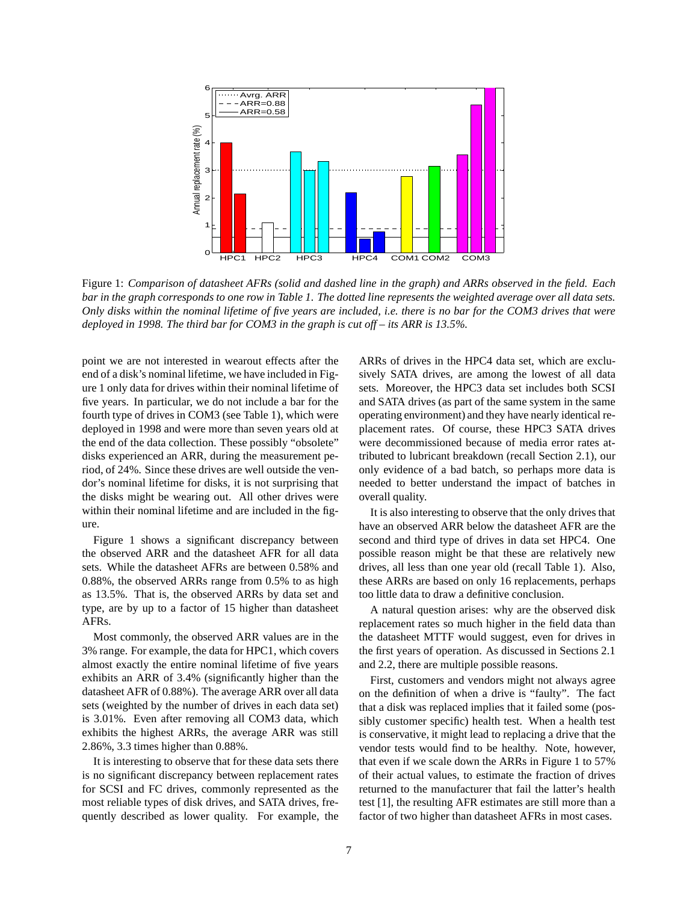Figure 1: *Comparison of datasheet AFRs (solid and dashed line in the graph) and ARRs observed in the field. Each bar in the graph corresponds to one row in Table 1. The dotted line represents the weighted average over all data sets. Only disks within the nominal lifetime of five years are included, i.e. there is no bar for the COM3 drives that were deployed in 1998. The third bar for COM3 in the graph is cut off – its ARR is 13.5%.*

point we are not interested in wearout effects after the end of a disk's nominal lifetime, we have included in Figure 1 only data for drives within their nominal lifetime of five years. In particular, we do not include a bar for the fourth type of drives in COM3 (see Table 1), which were deployed in 1998 and were more than seven years old at the end of the data collection. These possibly "obsolete" disks experienced an ARR, during the measurement period, of 24%. Since these drives are well outside the vendor's nominal lifetime for disks, it is not surprising that the disks might be wearing out. All other drives were within their nominal lifetime and are included in the figure.

Figure 1 shows a significant discrepancy between the observed ARR and the datasheet AFR for all data sets. While the datasheet AFRs are between 0.58% and 0.88%, the observed ARRs range from 0.5% to as high as 13.5%. That is, the observed ARRs by data set and type, are by up to a factor of 15 higher than datasheet AFRs.

Most commonly, the observed ARR values are in the 3% range. For example, the data for HPC1, which covers almost exactly the entire nominal lifetime of five years exhibits an ARR of 3.4% (significantly higher than the datasheet AFR of 0.88%). The average ARR over all data sets (weighted by the number of drives in each data set) is 3.01%. Even after removing all COM3 data, which exhibits the highest ARRs, the average ARR was still 2.86%, 3.3 times higher than 0.88%.

It is interesting to observe that for these data sets there is no significant discrepancy between replacement rates for SCSI and FC drives, commonly represented as the most reliable types of disk drives, and SATA drives, frequently described as lower quality. For example, the ARRs of drives in the HPC4 data set, which are exclusively SATA drives, are among the lowest of all data sets. Moreover, the HPC3 data set includes both SCSI and SATA drives (as part of the same system in the same operating environment) and they have nearly identical replacement rates. Of course, these HPC3 SATA drives were decommissioned because of media error rates attributed to lubricant breakdown (recall Section 2.1), our only evidence of a bad batch, so perhaps more data is needed to better understand the impact of batches in overall quality.

It is also interesting to observe that the only drives that have an observed ARR below the datasheet AFR are the second and third type of drives in data set HPC4. One possible reason might be that these are relatively new drives, all less than one year old (recall Table 1). Also, these ARRs are based on only 16 replacements, perhaps too little data to draw a definitive conclusion.

A natural question arises: why are the observed disk replacement rates so much higher in the field data than the datasheet MTTF would suggest, even for drives in the first years of operation. As discussed in Sections 2.1 and 2.2, there are multiple possible reasons.

First, customers and vendors might not always agree on the definition of when a drive is "faulty". The fact that a disk was replaced implies that it failed some (possibly customer specific) health test. When a health test is conservative, it might lead to replacing a drive that the vendor tests would find to be healthy. Note, however, that even if we scale down the ARRs in Figure 1 to 57% of their actual values, to estimate the fraction of drives returned to the manufacturer that fail the latter's health test [1], the resulting AFR estimates are still more than a factor of two higher than datasheet AFRs in most cases.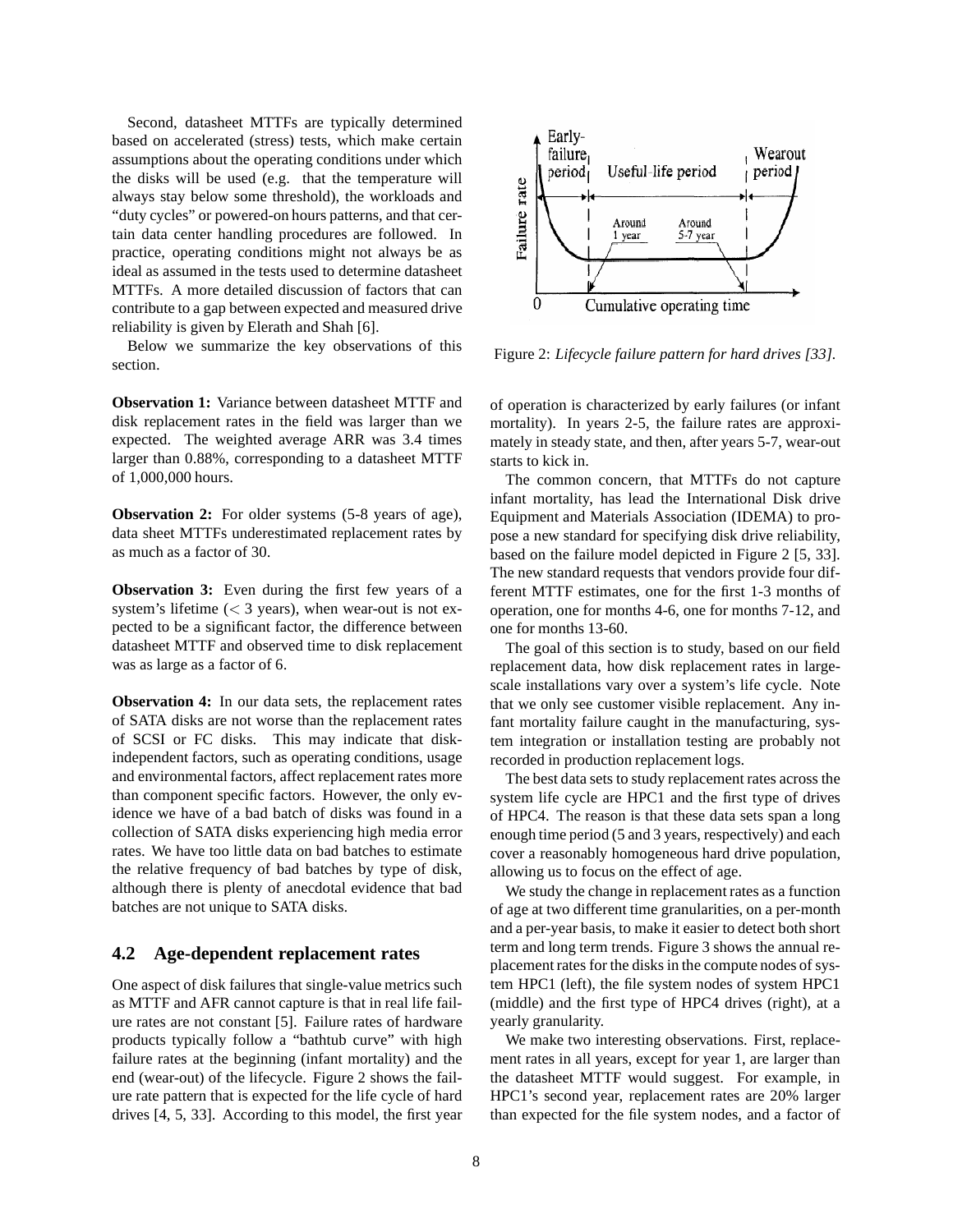Second, datasheet MTTFs are typically determined based on accelerated (stress) tests, which make certain assumptions about the operating conditions under which the disks will be used (e.g. that the temperature will always stay below some threshold), the workloads and "duty cycles" or powered-on hours patterns, and that certain data center handling procedures are followed. In practice, operating conditions might not always be as ideal as assumed in the tests used to determine datasheet MTTFs. A more detailed discussion of factors that can contribute to a gap between expected and measured drive reliability is given by Elerath and Shah [6].

Below we summarize the key observations of this section.

**Observation 1:** Variance between datasheet MTTF and disk replacement rates in the field was larger than we expected. The weighted average ARR was 3.4 times larger than 0.88%, corresponding to a datasheet MTTF of 1,000,000 hours.

**Observation 2:** For older systems (5-8 years of age), data sheet MTTFs underestimated replacement rates by as much as a factor of 30.

**Observation 3:** Even during the first few years of a system's lifetime ($< 3$ years), when wear-out is not expected to be a significant factor, the difference between datasheet MTTF and observed time to disk replacement was as large as a factor of 6.

**Observation 4:** In our data sets, the replacement rates of SATA disks are not worse than the replacement rates of SCSI or FC disks. This may indicate that disk-independent factors, such as operating conditions, usage and environmental factors, affect replacement rates more than component specific factors. However, the only evidence we have of a bad batch of disks was found in a collection of SATA disks experiencing high media error rates. We have too little data on bad batches to estimate the relative frequency of bad batches by type of disk, although there is plenty of anecdotal evidence that bad batches are not unique to SATA disks.

## 4.2 Age-dependent replacement rates

One aspect of disk failures that single-value metrics such as MTTF and AFR cannot capture is that in real life failure rates are not constant [5]. Failure rates of hardware products typically follow a "bathtub curve" with high failure rates at the beginning (infant mortality) and the end (wear-out) of the lifecycle. Figure 2 shows the failure rate pattern that is expected for the life cycle of hard drives [4, 5, 33]. According to this model, the first year of operation is characterized by early failures (or infant mortality). In years 2-5, the failure rates are approximately in steady state, and then, after years 5-7, wear-out starts to kick in.

Figure 2: *Lifecycle failure pattern for hard drives [33].*

The common concern, that MTTFs do not capture infant mortality, has lead the International Disk drive Equipment and Materials Association (IDEMA) to propose a new standard for specifying disk drive reliability, based on the failure model depicted in Figure 2 [5, 33]. The new standard requests that vendors provide four different MTTF estimates, one for the first 1-3 months of operation, one for months 4-6, one for months 7-12, and one for months 13-60.

The goal of this section is to study, based on our field replacement data, how disk replacement rates in large-scale installations vary over a system's life cycle. Note that we only see customer visible replacement. Any infant mortality failure caught in the manufacturing, system integration or installation testing are probably not recorded in production replacement logs.

The best data sets to study replacement rates across the system life cycle are HPC1 and the first type of drives of HPC4. The reason is that these data sets span a long enough time period (5 and 3 years, respectively) and each cover a reasonably homogeneous hard drive population, allowing us to focus on the effect of age.

We study the change in replacement rates as a function of age at two different time granularities, on a per-month and a per-year basis, to make it easier to detect both short term and long term trends. Figure 3 shows the annual replacement rates for the disks in the compute nodes of system HPC1 (left), the file system nodes of system HPC1 (middle) and the first type of HPC4 drives (right), at a yearly granularity.

We make two interesting observations. First, replacement rates in all years, except for year 1, are larger than the datasheet MTTF would suggest. For example, in HPC1's second year, replacement rates are 20% larger than expected for the file system nodes, and a factor of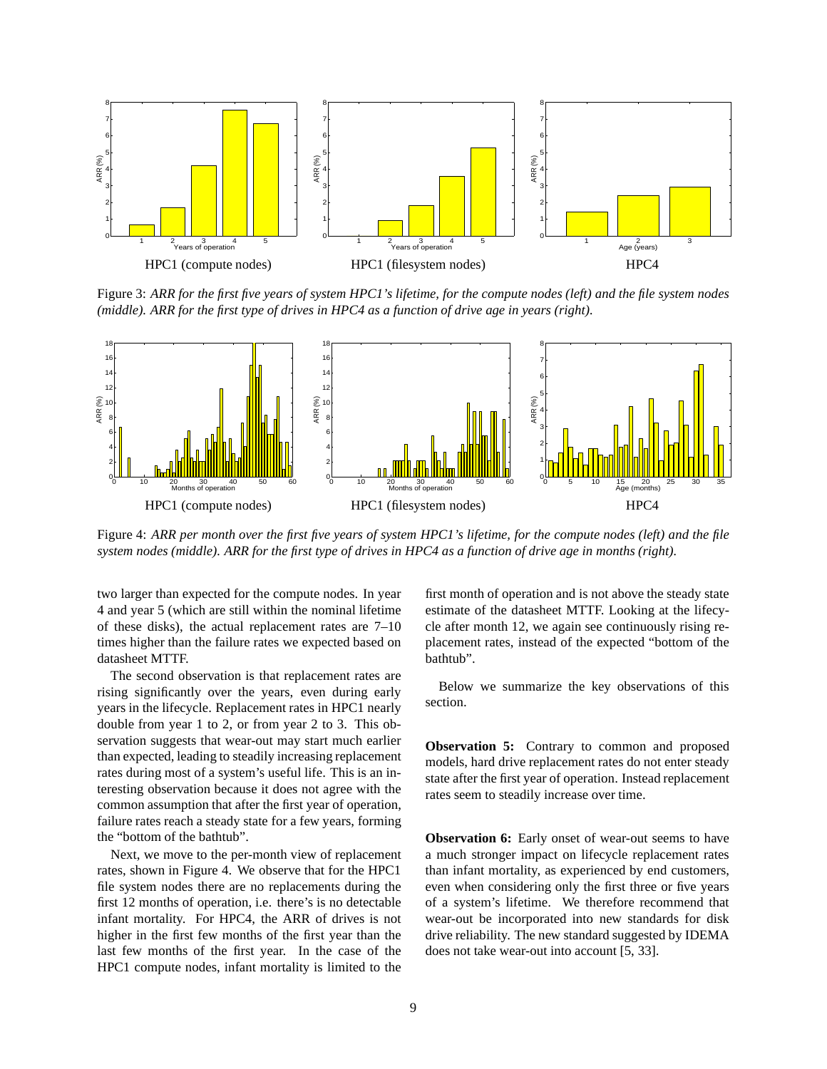HPC1 (compute nodes) HPC1 (filesystem nodes) HPC4

Figure 3: *ARR for the first five years of system HPC1's lifetime, for the compute nodes (left) and the file system nodes (middle). ARR for the first type of drives in HPC4 as a function of drive age in years (right).*

HPC1 (compute nodes) HPC1 (filesystem nodes) HPC4

Figure 4: *ARR per month over the first five years of system HPC1's lifetime, for the compute nodes (left) and the file system nodes (middle). ARR for the first type of drives in HPC4 as a function of drive age in months (right).*

two larger than expected for the compute nodes. In year 4 and year 5 (which are still within the nominal lifetime of these disks), the actual replacement rates are 7–10 times higher than the failure rates we expected based on datasheet MTTF.

The second observation is that replacement rates are rising significantly over the years, even during early years in the lifecycle. Replacement rates in HPC1 nearly double from year 1 to 2, or from year 2 to 3. This observation suggests that wear-out may start much earlier than expected, leading to steadily increasing replacement rates during most of a system's useful life. This is an interesting observation because it does not agree with the common assumption that after the first year of operation, failure rates reach a steady state for a few years, forming the "bottom of the bathtub".

Next, we move to the per-month view of replacement rates, shown in Figure 4. We observe that for the HPC1 file system nodes there are no replacements during the first 12 months of operation, i.e. there's is no detectable infant mortality. For HPC4, the ARR of drives is not higher in the first few months of the first year than the last few months of the first year. In the case of the HPC1 compute nodes, infant mortality is limited to the first month of operation and is not above the steady state estimate of the datasheet MTTF. Looking at the lifecycle after month 12, we again see continuously rising replacement rates, instead of the expected "bottom of the bathtub".

Below we summarize the key observations of this section.

**Observation 5:** Contrary to common and proposed models, hard drive replacement rates do not enter steady state after the first year of operation. Instead replacement rates seem to steadily increase over time.

**Observation 6:** Early onset of wear-out seems to have a much stronger impact on lifecycle replacement rates than infant mortality, as experienced by end customers, even when considering only the first three or five years of a system's lifetime. We therefore recommend that wear-out be incorporated into new standards for disk drive reliability. The new standard suggested by IDEMA does not take wear-out into account [5, 33].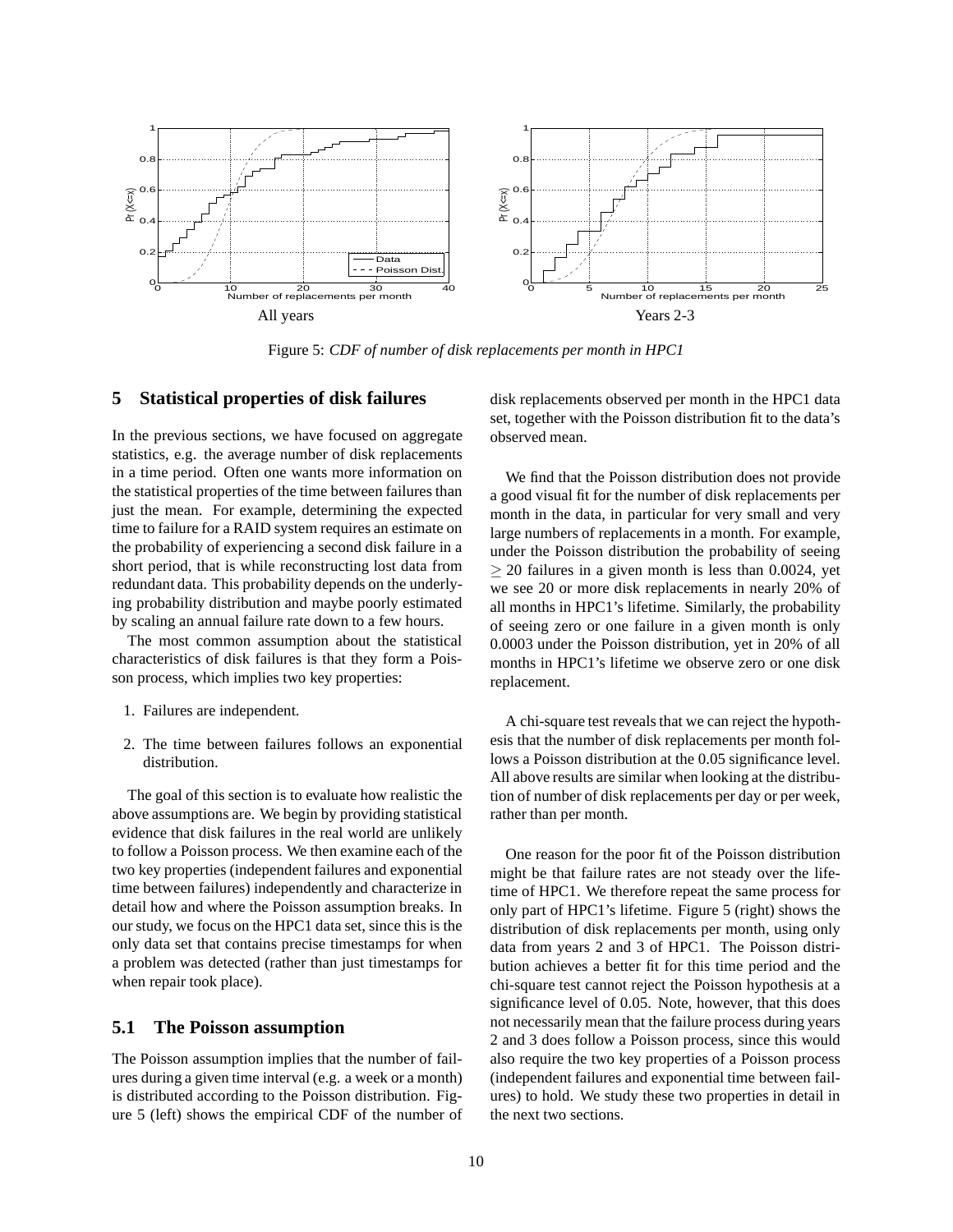All years

Years 2-3

Figure 5: *CDF of number of disk replacements per month in HPC1*

## 5 Statistical properties of disk failures

In the previous sections, we have focused on aggregate statistics, e.g. the average number of disk replacements in a time period. Often one wants more information on the statistical properties of the time between failures than just the mean. For example, determining the expected time to failure for a RAID system requires an estimate on the probability of experiencing a second disk failure in a short period, that is while reconstructing lost data from redundant data. This probability depends on the underlying probability distribution and maybe poorly estimated by scaling an annual failure rate down to a few hours.

The most common assumption about the statistical characteristics of disk failures is that they form a Poisson process, which implies two key properties:

1. Failures are independent.
2. The time between failures follows an exponential distribution.

The goal of this section is to evaluate how realistic the above assumptions are. We begin by providing statistical evidence that disk failures in the real world are unlikely to follow a Poisson process. We then examine each of the two key properties (independent failures and exponential time between failures) independently and characterize in detail how and where the Poisson assumption breaks. In our study, we focus on the HPC1 data set, since this is the only data set that contains precise timestamps for when a problem was detected (rather than just timestamps for when repair took place).

### 5.1 The Poisson assumption

The Poisson assumption implies that the number of failures during a given time interval (e.g. a week or a month) is distributed according to the Poisson distribution. Figure 5 (left) shows the empirical CDF of the number of disk replacements observed per month in the HPC1 data set, together with the Poisson distribution fit to the data's observed mean.

We find that the Poisson distribution does not provide a good visual fit for the number of disk replacements per month in the data, in particular for very small and very large numbers of replacements in a month. For example, under the Poisson distribution the probability of seeing $\geq 20$ failures in a given month is less than 0.0024, yet we see 20 or more disk replacements in nearly 20% of all months in HPC1's lifetime. Similarly, the probability of seeing zero or one failure in a given month is only 0.0003 under the Poisson distribution, yet in 20% of all months in HPC1's lifetime we observe zero or one disk replacement.

A chi-square test reveals that we can reject the hypothesis that the number of disk replacements per month follows a Poisson distribution at the 0.05 significance level. All above results are similar when looking at the distribution of number of disk replacements per day or per week, rather than per month.

One reason for the poor fit of the Poisson distribution might be that failure rates are not steady over the lifetime of HPC1. We therefore repeat the same process for only part of HPC1's lifetime. Figure 5 (right) shows the distribution of disk replacements per month, using only data from years 2 and 3 of HPC1. The Poisson distribution achieves a better fit for this time period and the chi-square test cannot reject the Poisson hypothesis at a significance level of 0.05. Note, however, that this does not necessarily mean that the failure process during years 2 and 3 does follow a Poisson process, since this would also require the two key properties of a Poisson process (independent failures and exponential time between failures) to hold. We study these two properties in detail in the next two sections.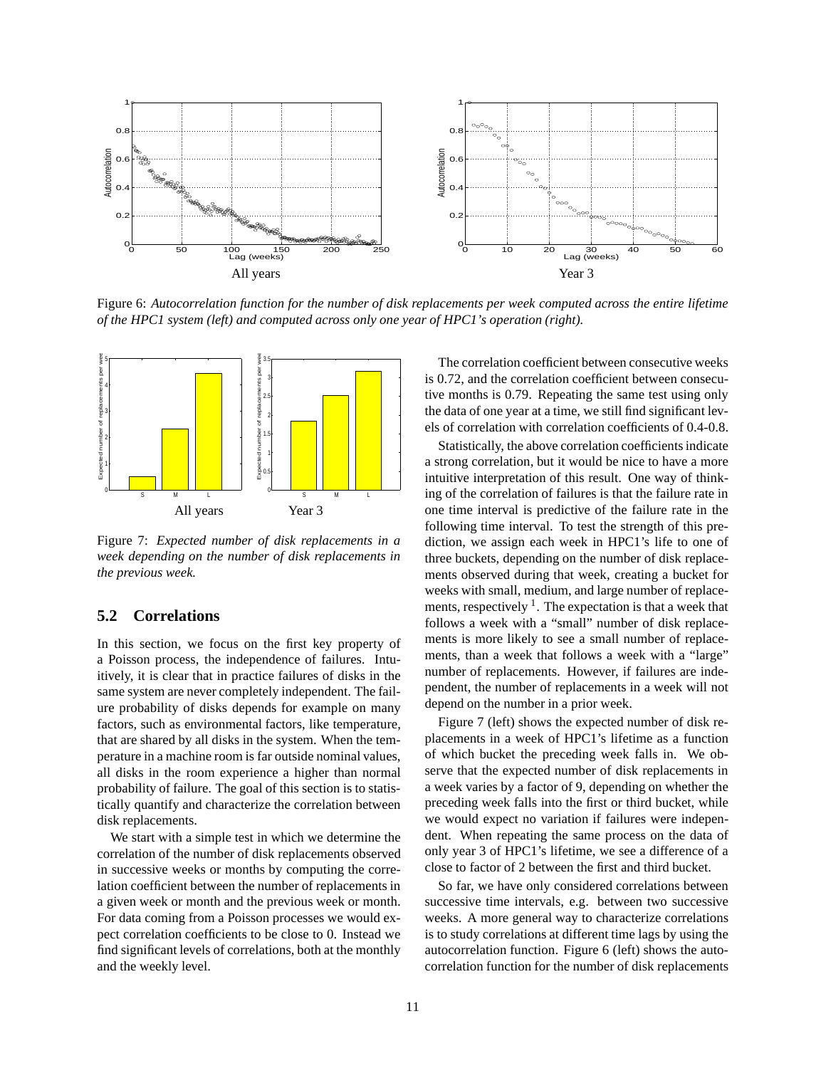Figure 6: *Autocorrelation function for the number of disk replacements per week computed across the entire lifetime of the HPC1 system (left) and computed across only one year of HPC1's operation (right).*

Figure 7: *Expected number of disk replacements in a week depending on the number of disk replacements in the previous week.*

## 5.2 Correlations

In this section, we focus on the first key property of a Poisson process, the independence of failures. Intuitively, it is clear that in practice failures of disks in the same system are never completely independent. The failure probability of disks depends for example on many factors, such as environmental factors, like temperature, that are shared by all disks in the system. When the temperature in a machine room is far outside nominal values, all disks in the room experience a higher than normal probability of failure. The goal of this section is to statistically quantify and characterize the correlation between disk replacements.

We start with a simple test in which we determine the correlation of the number of disk replacements observed in successive weeks or months by computing the correlation coefficient between the number of replacements in a given week or month and the previous week or month. For data coming from a Poisson processes we would expect correlation coefficients to be close to 0. Instead we find significant levels of correlations, both at the monthly and the weekly level.

The correlation coefficient between consecutive weeks is 0.72, and the correlation coefficient between consecutive months is 0.79. Repeating the same test using only the data of one year at a time, we still find significant levels of correlation with correlation coefficients of 0.4-0.8.

Statistically, the above correlation coefficients indicate a strong correlation, but it would be nice to have a more intuitive interpretation of this result. One way of thinking of the correlation of failures is that the failure rate in one time interval is predictive of the failure rate in the following time interval. To test the strength of this prediction, we assign each week in HPC1's life to one of three buckets, depending on the number of disk replacements observed during that week, creating a bucket for weeks with small, medium, and large number of replacements, respectively [1]. The expectation is that a week that follows a week with a "small" number of disk replacements is more likely to see a small number of replacements, than a week that follows a week with a "large" number of replacements. However, if failures are independent, the number of replacements in a week will not depend on the number in a prior week.

Figure 7 (left) shows the expected number of disk replacements in a week of HPC1's lifetime as a function of which bucket the preceding week falls in. We observe that the expected number of disk replacements in a week varies by a factor of 9, depending on whether the preceding week falls into the first or third bucket, while we would expect no variation if failures were independent. When repeating the same process on the data of only year 3 of HPC1's lifetime, we see a difference of a close to factor of 2 between the first and third bucket.

So far, we have only considered correlations between successive time intervals, e.g. between two successive weeks. A more general way to characterize correlations is to study correlations at different time lags by using the autocorrelation function. Figure 6 (left) shows the autocorrelation function for the number of disk replacements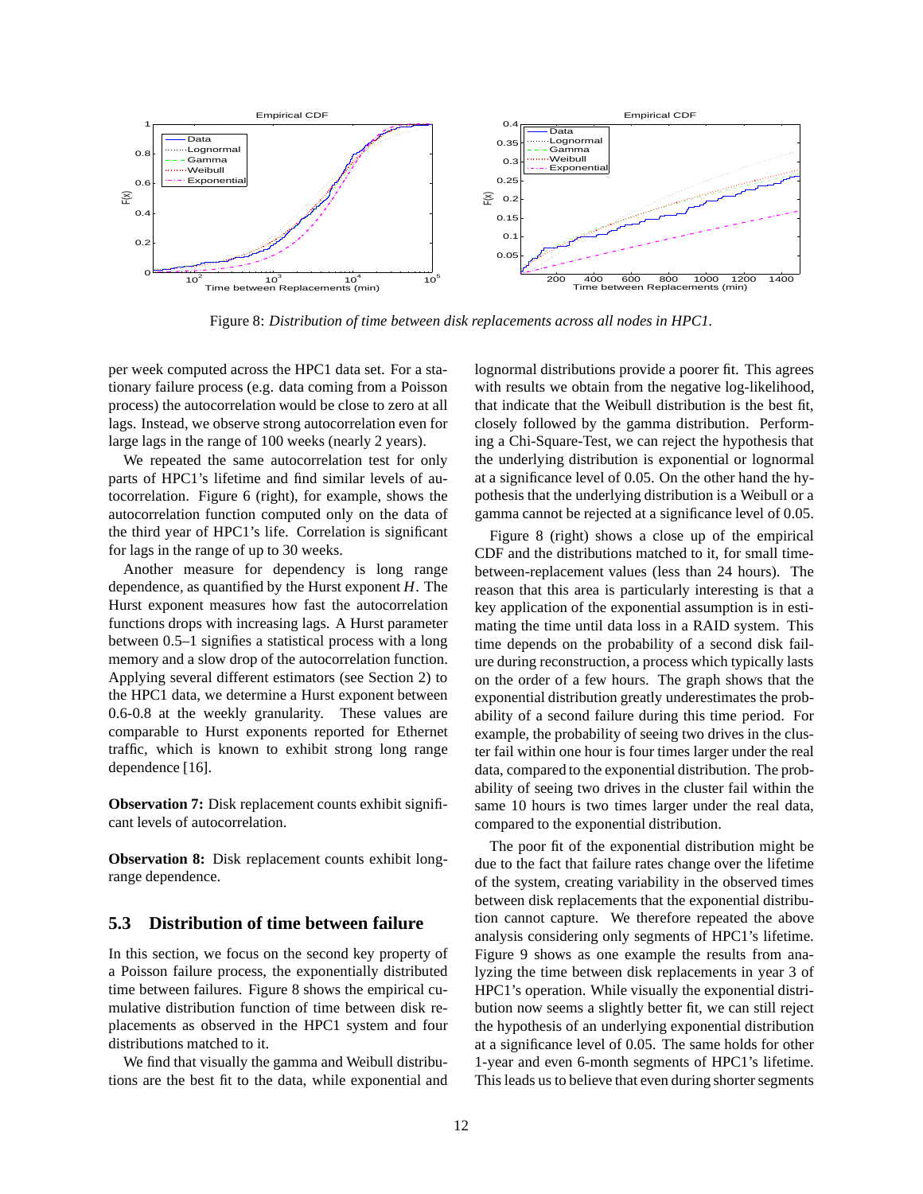Figure 8: *Distribution of time between disk replacements across all nodes in HPC1.*

per week computed across the HPC1 data set. For a stationary failure process (e.g. data coming from a Poisson process) the autocorrelation would be close to zero at all lags. Instead, we observe strong autocorrelation even for large lags in the range of 100 weeks (nearly 2 years).

We repeated the same autocorrelation test for only parts of HPC1's lifetime and find similar levels of autocorrelation. Figure 6 (right), for example, shows the autocorrelation function computed only on the data of the third year of HPC1's life. Correlation is significant for lags in the range of up to 30 weeks.

Another measure for dependency is long range dependence, as quantified by the Hurst exponent $H$. The Hurst exponent measures how fast the autocorrelation functions drops with increasing lags. A Hurst parameter between 0.5–1 signifies a statistical process with a long memory and a slow drop of the autocorrelation function. Applying several different estimators (see Section 2) to the HPC1 data, we determine a Hurst exponent between 0.6-0.8 at the weekly granularity. These values are comparable to Hurst exponents reported for Ethernet traffic, which is known to exhibit strong long range dependence [16].

**Observation 7:** Disk replacement counts exhibit significant levels of autocorrelation.

**Observation 8:** Disk replacement counts exhibit long-range dependence.

### 5.3 Distribution of time between failure

In this section, we focus on the second key property of a Poisson failure process, the exponentially distributed time between failures. Figure 8 shows the empirical cumulative distribution function of time between disk replacements as observed in the HPC1 system and four distributions matched to it.

We find that visually the gamma and Weibull distributions are the best fit to the data, while exponential and lognormal distributions provide a poorer fit. This agrees with results we obtain from the negative log-likelihood, that indicate that the Weibull distribution is the best fit, closely followed by the gamma distribution. Performing a Chi-Square-Test, we can reject the hypothesis that the underlying distribution is exponential or lognormal at a significance level of 0.05. On the other hand the hypothesis that the underlying distribution is a Weibull or a gamma cannot be rejected at a significance level of 0.05.

Figure 8 (right) shows a close up of the empirical CDF and the distributions matched to it, for small time-between-replacement values (less than 24 hours). The reason that this area is particularly interesting is that a key application of the exponential assumption is in estimating the time until data loss in a RAID system. This time depends on the probability of a second disk failure during reconstruction, a process which typically lasts on the order of a few hours. The graph shows that the exponential distribution greatly underestimates the probability of a second failure during this time period. For example, the probability of seeing two drives in the cluster fail within one hour is four times larger under the real data, compared to the exponential distribution. The probability of seeing two drives in the cluster fail within the same 10 hours is two times larger under the real data, compared to the exponential distribution.

The poor fit of the exponential distribution might be due to the fact that failure rates change over the lifetime of the system, creating variability in the observed times between disk replacements that the exponential distribution cannot capture. We therefore repeated the above analysis considering only segments of HPC1's lifetime. Figure 9 shows as one example the results from analyzing the time between disk replacements in year 3 of HPC1's operation. While visually the exponential distribution now seems a slightly better fit, we can still reject the hypothesis of an underlying exponential distribution at a significance level of 0.05. The same holds for other 1-year and even 6-month segments of HPC1's lifetime. This leads us to believe that even during shorter segments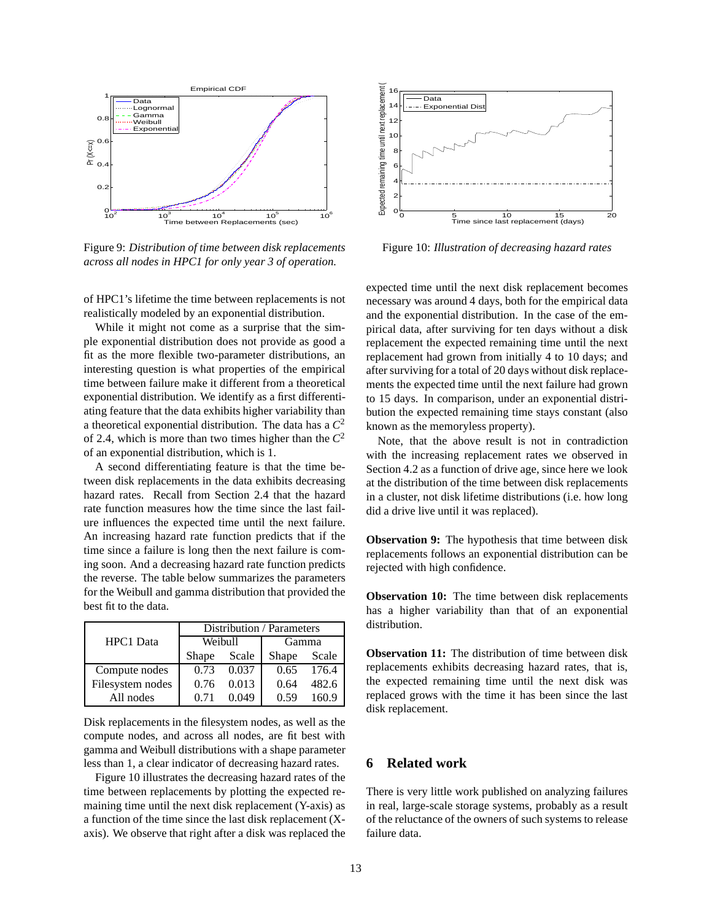Figure 9: *Distribution of time between disk replacements across all nodes in HPC1 for only year 3 of operation.*

Figure 10: *Illustration of decreasing hazard rates*

of HPC1's lifetime the time between replacements is not realistically modeled by an exponential distribution.

While it might not come as a surprise that the simple exponential distribution does not provide as good a fit as the more flexible two-parameter distributions, an interesting question is what properties of the empirical time between failure make it different from a theoretical exponential distribution. We identify as a first differentiating feature that the data exhibits higher variability than a theoretical exponential distribution. The data has a $C^2$ of 2.4, which is more than two times higher than the $C^2$ of an exponential distribution, which is 1.

A second differentiating feature is that the time between disk replacements in the data exhibits decreasing hazard rates. Recall from Section 2.4 that the hazard rate function measures how the time since the last failure influences the expected time until the next failure. An increasing hazard rate function predicts that if the time since a failure is long then the next failure is coming soon. And a decreasing hazard rate function predicts the reverse. The table below summarizes the parameters for the Weibull and gamma distribution that provided the best fit to the data.

| HPC1 Data | Distribution / Parameters | | | |
|---|---|---|---|---|
| | Weibull | | Gamma | |
| | Shape | Scale | Shape | Scale |
| Compute nodes | 0.73 | 0.037 | 0.65 | 176.4 |
| Filesystem nodes | 0.76 | 0.013 | 0.64 | 482.6 |
| All nodes | 0.71 | 0.049 | 0.59 | 160.9 |

Disk replacements in the filesystem nodes, as well as the compute nodes, and across all nodes, are fit best with gamma and Weibull distributions with a shape parameter less than 1, a clear indicator of decreasing hazard rates.

Figure 10 illustrates the decreasing hazard rates of the time between replacements by plotting the expected remaining time until the next disk replacement (Y-axis) as a function of the time since the last disk replacement (X-axis). We observe that right after a disk was replaced the expected time until the next disk replacement becomes necessary was around 4 days, both for the empirical data and the exponential distribution. In the case of the empirical data, after surviving for ten days without a disk replacement the expected remaining time until the next replacement had grown from initially 4 to 10 days; and after surviving for a total of 20 days without disk replacements the expected time until the next failure had grown to 15 days. In comparison, under an exponential distribution the expected remaining time stays constant (also known as the memoryless property).

Note, that the above result is not in contradiction with the increasing replacement rates we observed in Section 4.2 as a function of drive age, since here we look at the distribution of the time between disk replacements in a cluster, not disk lifetime distributions (i.e. how long did a drive live until it was replaced).

**Observation 9:** The hypothesis that time between disk replacements follows an exponential distribution can be rejected with high confidence.

**Observation 10:** The time between disk replacements has a higher variability than that of an exponential distribution.

**Observation 11:** The distribution of time between disk replacements exhibits decreasing hazard rates, that is, the expected remaining time until the next disk was replaced grows with the time it has been since the last disk replacement.

## 6 Related work

There is very little work published on analyzing failures in real, large-scale storage systems, probably as a result of the reluctance of the owners of such systems to release failure data.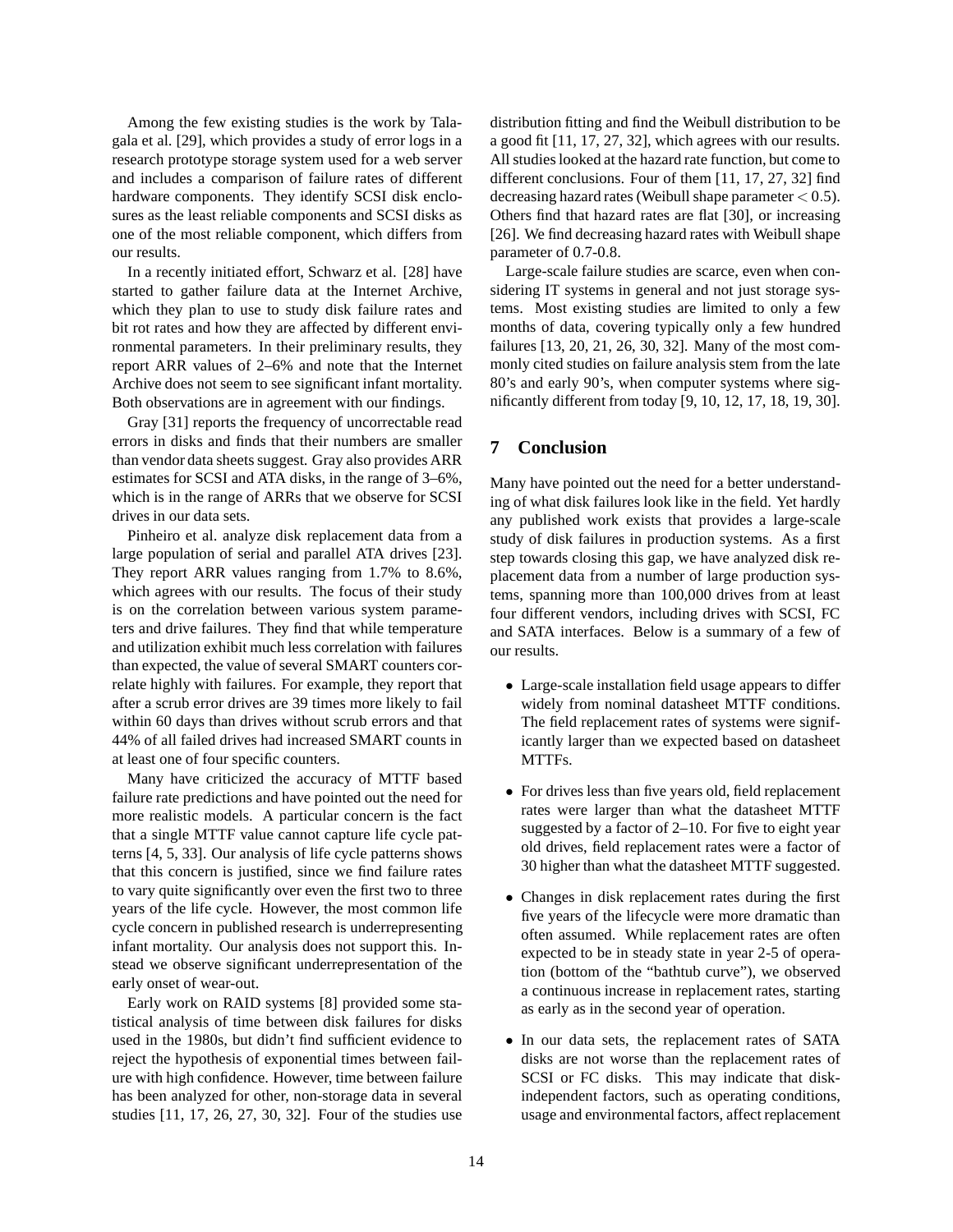Among the few existing studies is the work by Talagala et al. [29], which provides a study of error logs in a research prototype storage system used for a web server and includes a comparison of failure rates of different hardware components. They identify SCSI disk enclosures as the least reliable components and SCSI disks as one of the most reliable component, which differs from our results.

In a recently initiated effort, Schwarz et al. [28] have started to gather failure data at the Internet Archive, which they plan to use to study disk failure rates and bit rot rates and how they are affected by different environmental parameters. In their preliminary results, they report ARR values of 2–6% and note that the Internet Archive does not seem to see significant infant mortality. Both observations are in agreement with our findings.

Gray [31] reports the frequency of uncorrectable read errors in disks and finds that their numbers are smaller than vendor data sheets suggest. Gray also provides ARR estimates for SCSI and ATA disks, in the range of 3–6%, which is in the range of ARRs that we observe for SCSI drives in our data sets.

Pinheiro et al. analyze disk replacement data from a large population of serial and parallel ATA drives [23]. They report ARR values ranging from 1.7% to 8.6%, which agrees with our results. The focus of their study is on the correlation between various system parameters and drive failures. They find that while temperature and utilization exhibit much less correlation with failures than expected, the value of several SMART counters correlate highly with failures. For example, they report that after a scrub error drives are 39 times more likely to fail within 60 days than drives without scrub errors and that 44% of all failed drives had increased SMART counts in at least one of four specific counters.

Many have criticized the accuracy of MTTF based failure rate predictions and have pointed out the need for more realistic models. A particular concern is the fact that a single MTTF value cannot capture life cycle patterns [4, 5, 33]. Our analysis of life cycle patterns shows that this concern is justified, since we find failure rates to vary quite significantly over even the first two to three years of the life cycle. However, the most common life cycle concern in published research is underrepresenting infant mortality. Our analysis does not support this. Instead we observe significant underrepresentation of the early onset of wear-out.

Early work on RAID systems [8] provided some statistical analysis of time between disk failures for disks used in the 1980s, but didn't find sufficient evidence to reject the hypothesis of exponential times between failure with high confidence. However, time between failure has been analyzed for other, non-storage data in several studies [11, 17, 26, 27, 30, 32]. Four of the studies use distribution fitting and find the Weibull distribution to be a good fit [11, 17, 27, 32], which agrees with our results. All studies looked at the hazard rate function, but come to different conclusions. Four of them [11, 17, 27, 32] find decreasing hazard rates (Weibull shape parameter $< 0.5$). Others find that hazard rates are flat [30], or increasing [26]. We find decreasing hazard rates with Weibull shape parameter of 0.7-0.8.

Large-scale failure studies are scarce, even when considering IT systems in general and not just storage systems. Most existing studies are limited to only a few months of data, covering typically only a few hundred failures [13, 20, 21, 26, 30, 32]. Many of the most commonly cited studies on failure analysis stem from the late 80's and early 90's, when computer systems where significantly different from today [9, 10, 12, 17, 18, 19, 30].

## 7 Conclusion

Many have pointed out the need for a better understanding of what disk failures look like in the field. Yet hardly any published work exists that provides a large-scale study of disk failures in production systems. As a first step towards closing this gap, we have analyzed disk replacement data from a number of large production systems, spanning more than 100,000 drives from at least four different vendors, including drives with SCSI, FC and SATA interfaces. Below is a summary of a few of our results.

- Large-scale installation field usage appears to differ widely from nominal datasheet MTTF conditions. The field replacement rates of systems were significantly larger than we expected based on datasheet MTTFs.
- For drives less than five years old, field replacement rates were larger than what the datasheet MTTF suggested by a factor of 2–10. For five to eight year old drives, field replacement rates were a factor of 30 higher than what the datasheet MTTF suggested.
- Changes in disk replacement rates during the first five years of the lifecycle were more dramatic than often assumed. While replacement rates are often expected to be in steady state in year 2-5 of operation (bottom of the "bathtub curve"), we observed a continuous increase in replacement rates, starting as early as in the second year of operation.
- In our data sets, the replacement rates of SATA disks are not worse than the replacement rates of SCSI or FC disks. This may indicate that disk-independent factors, such as operating conditions, usage and environmental factors, affect replacement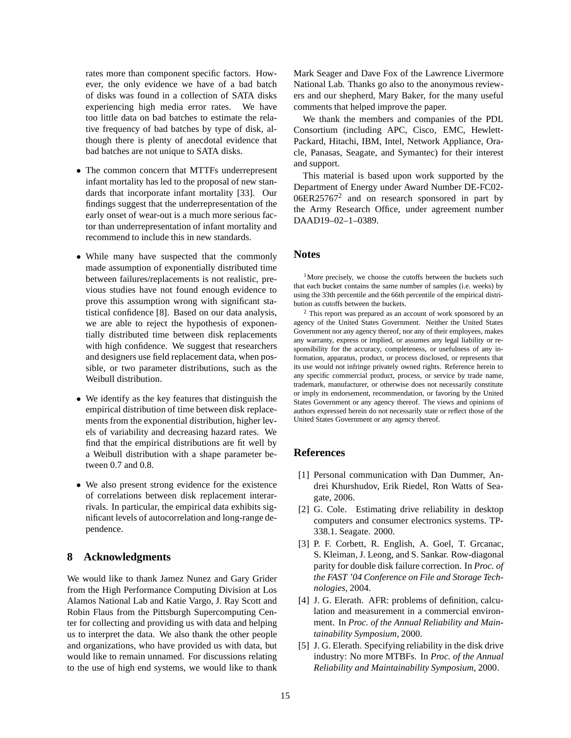rates more than component specific factors. However, the only evidence we have of a bad batch of disks was found in a collection of SATA disks experiencing high media error rates. We have too little data on bad batches to estimate the relative frequency of bad batches by type of disk, although there is plenty of anecdotal evidence that bad batches are not unique to SATA disks.

- The common concern that MTTFs underrepresent infant mortality has led to the proposal of new standards that incorporate infant mortality [33]. Our findings suggest that the underrepresentation of the early onset of wear-out is a much more serious factor than underrepresentation of infant mortality and recommend to include this in new standards.

- While many have suspected that the commonly made assumption of exponentially distributed time between failures/replacements is not realistic, previous studies have not found enough evidence to prove this assumption wrong with significant statistical confidence [8]. Based on our data analysis, we are able to reject the hypothesis of exponentially distributed time between disk replacements with high confidence. We suggest that researchers and designers use field replacement data, when possible, or two parameter distributions, such as the Weibull distribution.

- We identify as the key features that distinguish the empirical distribution of time between disk replacements from the exponential distribution, higher levels of variability and decreasing hazard rates. We find that the empirical distributions are fit well by a Weibull distribution with a shape parameter between 0.7 and 0.8.

- We also present strong evidence for the existence of correlations between disk replacement interarrivals. In particular, the empirical data exhibits significant levels of autocorrelation and long-range dependence.

## 8 Acknowledgments

We would like to thank Jamez Nunez and Gary Grider from the High Performance Computing Division at Los Alamos National Lab and Katie Vargo, J. Ray Scott and Robin Flaus from the Pittsburgh Supercomputing Center for collecting and providing us with data and helping us to interpret the data. We also thank the other people and organizations, who have provided us with data, but would like to remain unnamed. For discussions relating to the use of high end systems, we would like to thank Mark Seager and Dave Fox of the Lawrence Livermore National Lab. Thanks go also to the anonymous reviewers and our shepherd, Mary Baker, for the many useful comments that helped improve the paper.

We thank the members and companies of the PDL Consortium (including APC, Cisco, EMC, Hewlett-Packard, Hitachi, IBM, Intel, Network Appliance, Oracle, Panasas, Seagate, and Symantec) for their interest and support.

This material is based upon work supported by the Department of Energy under Award Number DE-FC02-06ER25767[2] and on research sponsored in part by the Army Research Office, under agreement number DAAD19–02–1–0389.

## Notes

[1] More precisely, we choose the cutoffs between the buckets such that each bucket contains the same number of samples (i.e. weeks) by using the 33th percentile and the 66th percentile of the empirical distribution as cutoffs between the buckets.

[2] This report was prepared as an account of work sponsored by an agency of the United States Government. Neither the United States Government nor any agency thereof, nor any of their employees, makes any warranty, express or implied, or assumes any legal liability or responsibility for the accuracy, completeness, or usefulness of any information, apparatus, product, or process disclosed, or represents that its use would not infringe privately owned rights. Reference herein to any specific commercial product, process, or service by trade name, trademark, manufacturer, or otherwise does not necessarily constitute or imply its endorsement, recommendation, or favoring by the United States Government or any agency thereof. The views and opinions of authors expressed herein do not necessarily state or reflect those of the United States Government or any agency thereof.

## References

[1] Personal communication with Dan Dummer, Andrei Khurshudov, Erik Riedel, Ron Watts of Seagate, 2006.

[2] G. Cole. Estimating drive reliability in desktop computers and consumer electronics systems. TP-338.1. Seagate. 2000.

[3] P. F. Corbett, R. English, A. Goel, T. Grcanac, S. Kleiman, J. Leong, and S. Sankar. Row-diagonal parity for double disk failure correction. In *Proc. of the FAST '04 Conference on File and Storage Technologies*, 2004.

[4] J. G. Elerath. AFR: problems of definition, calculation and measurement in a commercial environment. In *Proc. of the Annual Reliability and Maintainability Symposium*, 2000.

[5] J. G. Elerath. Specifying reliability in the disk drive industry: No more MTBFs. In *Proc. of the Annual Reliability and Maintainability Symposium*, 2000.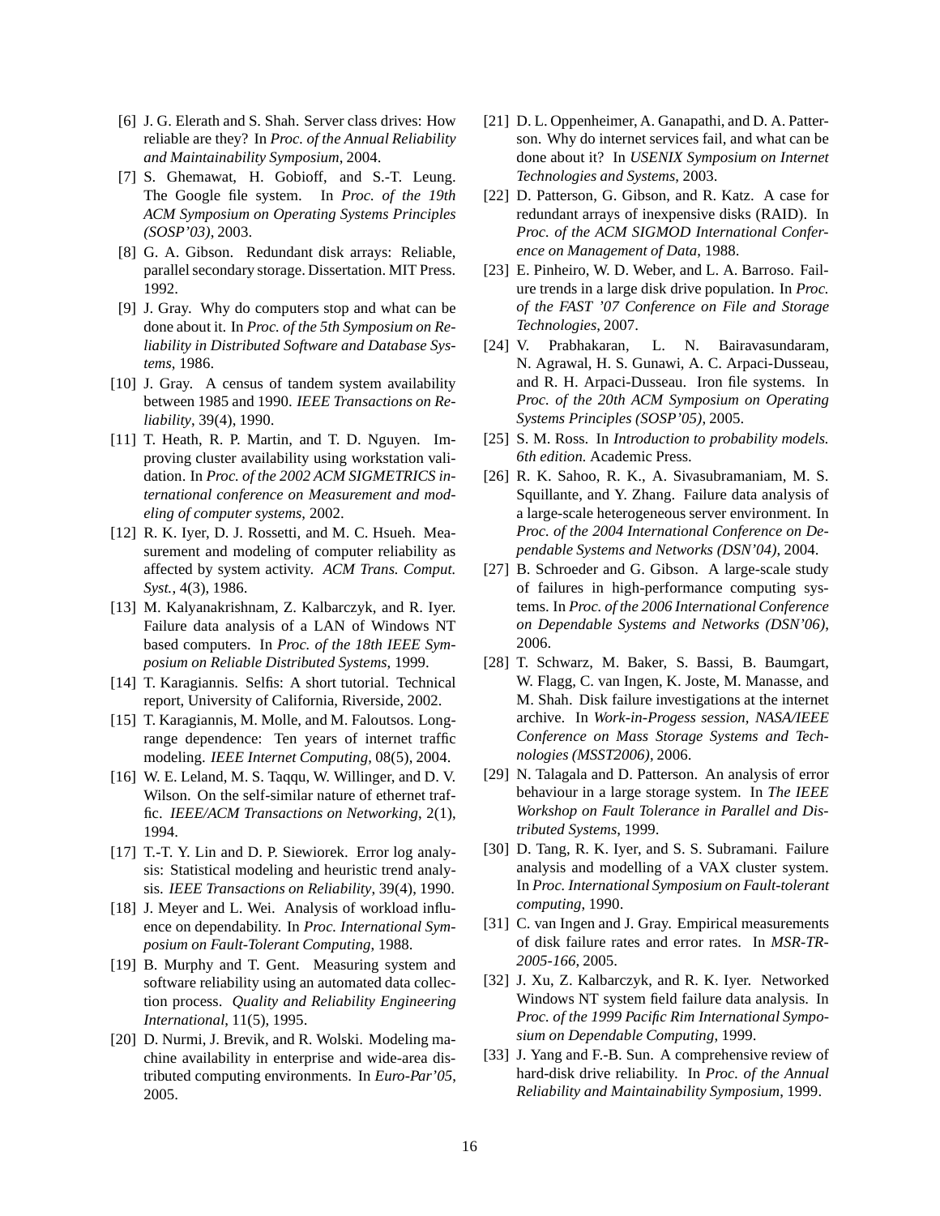[6] J. G. Elerath and S. Shah. Server class drives: How reliable are they? In *Proc. of the Annual Reliability and Maintainability Symposium*, 2004.

[7] S. Ghemawat, H. Gobioff, and S.-T. Leung. The Google file system. In *Proc. of the 19th ACM Symposium on Operating Systems Principles (SOSP'03)*, 2003.

[8] G. A. Gibson. Redundant disk arrays: Reliable, parallel secondary storage. Dissertation. MIT Press. 1992.

[9] J. Gray. Why do computers stop and what can be done about it. In *Proc. of the 5th Symposium on Reliability in Distributed Software and Database Systems*, 1986.

[10] J. Gray. A census of tandem system availability between 1985 and 1990. *IEEE Transactions on Reliability*, 39(4), 1990.

[11] T. Heath, R. P. Martin, and T. D. Nguyen. Improving cluster availability using workstation validation. In *Proc. of the 2002 ACM SIGMETRICS international conference on Measurement and modeling of computer systems*, 2002.

[12] R. K. Iyer, D. J. Rossetti, and M. C. Hsueh. Measurement and modeling of computer reliability as affected by system activity. *ACM Trans. Comput. Syst.*, 4(3), 1986.

[13] M. Kalyanakrishnam, Z. Kalbarczyk, and R. Iyer. Failure data analysis of a LAN of Windows NT based computers. In *Proc. of the 18th IEEE Symposium on Reliable Distributed Systems*, 1999.

[14] T. Karagiannis. Selfis: A short tutorial. Technical report, University of California, Riverside, 2002.

[15] T. Karagiannis, M. Molle, and M. Faloutsos. Long-range dependence: Ten years of internet traffic modeling. *IEEE Internet Computing*, 08(5), 2004.

[16] W. E. Leland, M. S. Taqqu, W. Willinger, and D. V. Wilson. On the self-similar nature of ethernet traffic. *IEEE/ACM Transactions on Networking*, 2(1), 1994.

[17] T.-T. Y. Lin and D. P. Siewiorek. Error log analysis: Statistical modeling and heuristic trend analysis. *IEEE Transactions on Reliability*, 39(4), 1990.

[18] J. Meyer and L. Wei. Analysis of workload influence on dependability. In *Proc. International Symposium on Fault-Tolerant Computing*, 1988.

[19] B. Murphy and T. Gent. Measuring system and software reliability using an automated data collection process. *Quality and Reliability Engineering International*, 11(5), 1995.

[20] D. Nurmi, J. Brevik, and R. Wolski. Modeling machine availability in enterprise and wide-area distributed computing environments. In *Euro-Par'05*, 2005.

[21] D. L. Oppenheimer, A. Ganapathi, and D. A. Patterson. Why do internet services fail, and what can be done about it? In *USENIX Symposium on Internet Technologies and Systems*, 2003.

[22] D. Patterson, G. Gibson, and R. Katz. A case for redundant arrays of inexpensive disks (RAID). In *Proc. of the ACM SIGMOD International Conference on Management of Data*, 1988.

[23] E. Pinheiro, W. D. Weber, and L. A. Barroso. Failure trends in a large disk drive population. In *Proc. of the FAST '07 Conference on File and Storage Technologies*, 2007.

[24] V. Prabhakaran, L. N. Bairavasundaram, N. Agrawal, H. S. Gunawi, A. C. Arpaci-Dusseau, and R. H. Arpaci-Dusseau. Iron file systems. In *Proc. of the 20th ACM Symposium on Operating Systems Principles (SOSP'05)*, 2005.

[25] S. M. Ross. In *Introduction to probability models. 6th edition.* Academic Press.

[26] R. K. Sahoo, R. K., A. Sivasubramaniam, M. S. Squillante, and Y. Zhang. Failure data analysis of a large-scale heterogeneous server environment. In *Proc. of the 2004 International Conference on Dependable Systems and Networks (DSN'04)*, 2004.

[27] B. Schroeder and G. Gibson. A large-scale study of failures in high-performance computing systems. In *Proc. of the 2006 International Conference on Dependable Systems and Networks (DSN'06)*, 2006.

[28] T. Schwarz, M. Baker, S. Bassi, B. Baumgart, W. Flagg, C. van Ingen, K. Joste, M. Manasse, and M. Shah. Disk failure investigations at the internet archive. In *Work-in-Progess session, NASA/IEEE Conference on Mass Storage Systems and Technologies (MSST2006)*, 2006.

[29] N. Talagala and D. Patterson. An analysis of error behaviour in a large storage system. In *The IEEE Workshop on Fault Tolerance in Parallel and Distributed Systems*, 1999.

[30] D. Tang, R. K. Iyer, and S. S. Subramani. Failure analysis and modelling of a VAX cluster system. In *Proc. International Symposium on Fault-tolerant computing*, 1990.

[31] C. van Ingen and J. Gray. Empirical measurements of disk failure rates and error rates. In *MSR-TR-2005-166*, 2005.

[32] J. Xu, Z. Kalbarczyk, and R. K. Iyer. Networked Windows NT system field failure data analysis. In *Proc. of the 1999 Pacific Rim International Symposium on Dependable Computing*, 1999.

[33] J. Yang and F.-B. Sun. A comprehensive review of hard-disk drive reliability. In *Proc. of the Annual Reliability and Maintainability Symposium*, 1999.